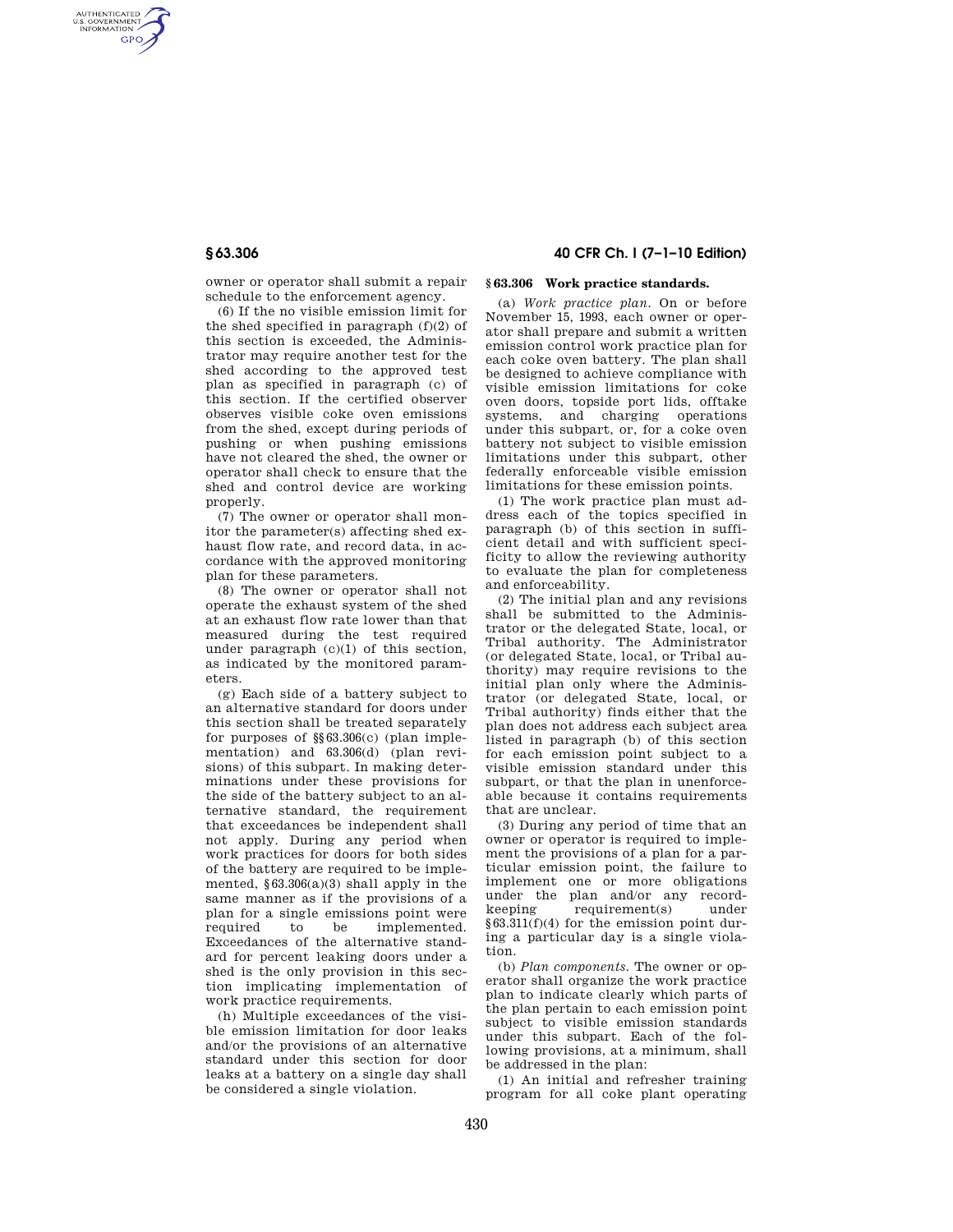owner or operator shall submit a repair schedule to the enforcement agency.

(6) If the no visible emission limit for the shed specified in paragraph (f)(2) of this section is exceeded, the Administrator may require another test for the shed according to the approved test plan as specified in paragraph (c) of this section. If the certified observer observes visible coke oven emissions from the shed, except during periods of pushing or when pushing emissions have not cleared the shed, the owner or operator shall check to ensure that the shed and control device are working properly.

(7) The owner or operator shall monitor the parameter(s) affecting shed exhaust flow rate, and record data, in accordance with the approved monitoring plan for these parameters.

(8) The owner or operator shall not operate the exhaust system of the shed at an exhaust flow rate lower than that measured during the test required under paragraph (c)(1) of this section, as indicated by the monitored parameters.

(g) Each side of a battery subject to an alternative standard for doors under this section shall be treated separately for purposes of §§63.306(c) (plan implementation) and 63.306(d) (plan revisions) of this subpart. In making determinations under these provisions for the side of the battery subject to an alternative standard, the requirement that exceedances be independent shall not apply. During any period when work practices for doors for both sides of the battery are required to be implemented, §63.306(a)(3) shall apply in the same manner as if the provisions of a plan for a single emissions point were required to be implemented. Exceedances of the alternative standard for percent leaking doors under a shed is the only provision in this section implicating implementation of work practice requirements.

(h) Multiple exceedances of the visible emission limitation for door leaks and/or the provisions of an alternative standard under this section for door leaks at a battery on a single day shall be considered a single violation.

## §63.306 Work practice standards.

(a) *Work practice plan.* On or before November 15, 1993, each owner or operator shall prepare and submit a written emission control work practice plan for each coke oven battery. The plan shall be designed to achieve compliance with visible emission limitations for coke oven doors, topside port lids, offtake systems, and charging operations under this subpart, or, for a coke oven battery not subject to visible emission limitations under this subpart, other federally enforceable visible emission limitations for these emission points.

(1) The work practice plan must address each of the topics specified in paragraph (b) of this section in sufficient detail and with sufficient specificity to allow the reviewing authority to evaluate the plan for completeness and enforceability.

(2) The initial plan and any revisions shall be submitted to the Administrator or the delegated State, local, or Tribal authority. The Administrator (or delegated State, local, or Tribal authority) may require revisions to the initial plan only where the Administrator (or delegated State, local, or Tribal authority) finds either that the plan does not address each subject area listed in paragraph (b) of this section for each emission point subject to a visible emission standard under this subpart, or that the plan in unenforceable because it contains requirements that are unclear.

(3) During any period of time that an owner or operator is required to implement the provisions of a plan for a particular emission point, the failure to implement one or more obligations under the plan and/or any recordkeeping requirement(s) under §63.311(f)(4) for the emission point during a particular day is a single violation.

(b) *Plan components.* The owner or operator shall organize the work practice plan to indicate clearly which parts of the plan pertain to each emission point subject to visible emission standards under this subpart. Each of the following provisions, at a minimum, shall be addressed in the plan:

(1) An initial and refresher training program for all coke plant operating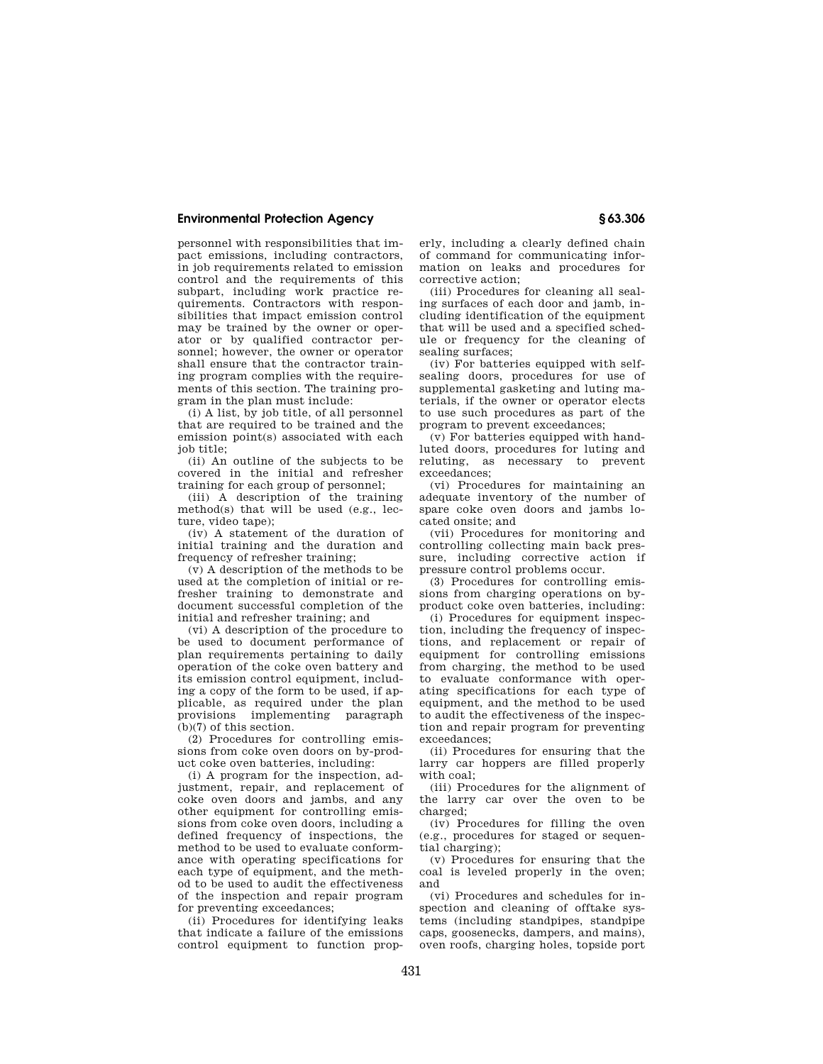personnel with responsibilities that impact emissions, including contractors, in job requirements related to emission control and the requirements of this subpart, including work practice requirements. Contractors with responsibilities that impact emission control may be trained by the owner or operator or by qualified contractor personnel; however, the owner or operator shall ensure that the contractor training program complies with the requirements of this section. The training program in the plan must include:

(i) A list, by job title, of all personnel that are required to be trained and the emission point(s) associated with each job title;

(ii) An outline of the subjects to be covered in the initial and refresher training for each group of personnel;

(iii) A description of the training method(s) that will be used (e.g., lecture, video tape);

(iv) A statement of the duration of initial training and the duration and frequency of refresher training;

(v) A description of the methods to be used at the completion of initial or refresher training to demonstrate and document successful completion of the initial and refresher training; and

(vi) A description of the procedure to be used to document performance of plan requirements pertaining to daily operation of the coke oven battery and its emission control equipment, including a copy of the form to be used, if applicable, as required under the plan provisions implementing paragraph (b)(7) of this section.

(2) Procedures for controlling emissions from coke oven doors on by-product coke oven batteries, including:

(i) A program for the inspection, adjustment, repair, and replacement of coke oven doors and jambs, and any other equipment for controlling emissions from coke oven doors, including a defined frequency of inspections, the method to be used to evaluate conformance with operating specifications for each type of equipment, and the method to be used to audit the effectiveness of the inspection and repair program for preventing exceedances;

(ii) Procedures for identifying leaks that indicate a failure of the emissions control equipment to function properly, including a clearly defined chain of command for communicating information on leaks and procedures for corrective action;

(iii) Procedures for cleaning all sealing surfaces of each door and jamb, including identification of the equipment that will be used and a specified schedule or frequency for the cleaning of sealing surfaces;

(iv) For batteries equipped with self-sealing doors, procedures for use of supplemental gasketing and luting materials, if the owner or operator elects to use such procedures as part of the program to prevent exceedances;

(v) For batteries equipped with hand-luted doors, procedures for luting and reluting, as necessary to prevent exceedances;

(vi) Procedures for maintaining an adequate inventory of the number of spare coke oven doors and jambs located onsite; and

(vii) Procedures for monitoring and controlling collecting main back pressure, including corrective action if pressure control problems occur.

(3) Procedures for controlling emissions from charging operations on by-product coke oven batteries, including:

(i) Procedures for equipment inspection, including the frequency of inspections, and replacement or repair of equipment for controlling emissions from charging, the method to be used to evaluate conformance with operating specifications for each type of equipment, and the method to be used to audit the effectiveness of the inspection and repair program for preventing exceedances;

(ii) Procedures for ensuring that the larry car hoppers are filled properly with coal;

(iii) Procedures for the alignment of the larry car over the oven to be charged;

(iv) Procedures for filling the oven (e.g., procedures for staged or sequential charging);

(v) Procedures for ensuring that the coal is leveled properly in the oven; and

(vi) Procedures and schedules for inspection and cleaning of offtake systems (including standpipes, standpipe caps, goosenecks, dampers, and mains), oven roofs, charging holes, topside port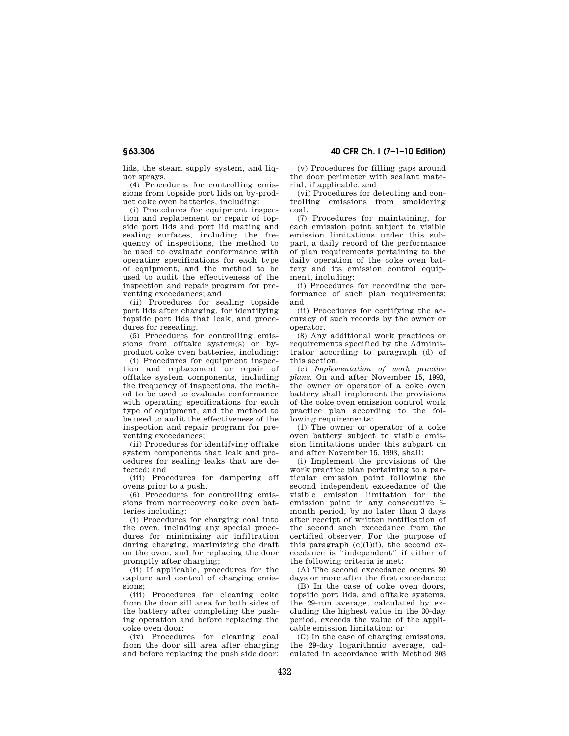lids, the steam supply system, and liquor sprays.

(4) Procedures for controlling emissions from topside port lids on by-product coke oven batteries, including:

(i) Procedures for equipment inspection and replacement or repair of topside port lids and port lid mating and sealing surfaces, including the frequency of inspections, the method to be used to evaluate conformance with operating specifications for each type of equipment, and the method to be used to audit the effectiveness of the inspection and repair program for preventing exceedances; and

(ii) Procedures for sealing topside port lids after charging, for identifying topside port lids that leak, and procedures for resealing.

(5) Procedures for controlling emissions from offtake system(s) on by-product coke oven batteries, including:

(i) Procedures for equipment inspection and replacement or repair of offtake system components, including the frequency of inspections, the method to be used to evaluate conformance with operating specifications for each type of equipment, and the method to be used to audit the effectiveness of the inspection and repair program for preventing exceedances;

(ii) Procedures for identifying offtake system components that leak and procedures for sealing leaks that are detected; and

(iii) Procedures for dampering off ovens prior to a push.

(6) Procedures for controlling emissions from nonrecovery coke oven batteries including:

(i) Procedures for charging coal into the oven, including any special procedures for minimizing air infiltration during charging, maximizing the draft on the oven, and for replacing the door promptly after charging;

(ii) If applicable, procedures for the capture and control of charging emissions;

(iii) Procedures for cleaning coke from the door sill area for both sides of the battery after completing the pushing operation and before replacing the coke oven door;

(iv) Procedures for cleaning coal from the door sill area after charging and before replacing the push side door;

(v) Procedures for filling gaps around the door perimeter with sealant material, if applicable; and

(vi) Procedures for detecting and controlling emissions from smoldering coal.

(7) Procedures for maintaining, for each emission point subject to visible emission limitations under this subpart, a daily record of the performance of plan requirements pertaining to the daily operation of the coke oven battery and its emission control equipment, including:

(i) Procedures for recording the performance of such plan requirements; and

(ii) Procedures for certifying the accuracy of such records by the owner or operator.

(8) Any additional work practices or requirements specified by the Administrator according to paragraph (d) of this section.

(c) *Implementation of work practice plans.* On and after November 15, 1993, the owner or operator of a coke oven battery shall implement the provisions of the coke oven emission control work practice plan according to the following requirements:

(1) The owner or operator of a coke oven battery subject to visible emission limitations under this subpart on and after November 15, 1993, shall:

(i) Implement the provisions of the work practice plan pertaining to a particular emission point following the second independent exceedance of the visible emission limitation for the emission point in any consecutive 6-month period, by no later than 3 days after receipt of written notification of the second such exceedance from the certified observer. For the purpose of this paragraph (c)(1)(i), the second exceedance is "independent" if either of the following criteria is met:

(A) The second exceedance occurs 30 days or more after the first exceedance;

(B) In the case of coke oven doors, topside port lids, and offtake systems, the 29-run average, calculated by excluding the highest value in the 30-day period, exceeds the value of the applicable emission limitation; or

(C) In the case of charging emissions, the 29-day logarithmic average, calculated in accordance with Method 303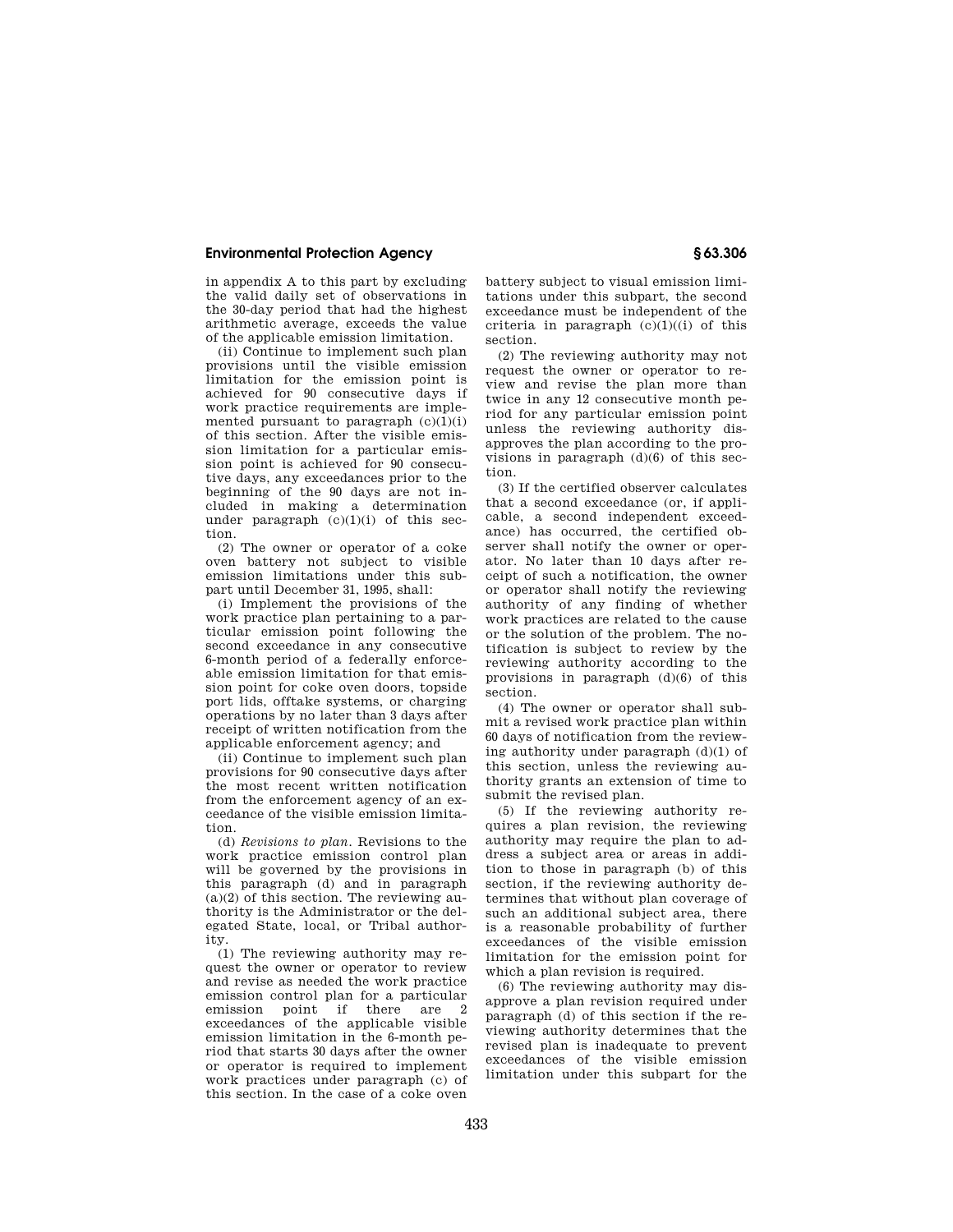in appendix A to this part by excluding the valid daily set of observations in the 30-day period that had the highest arithmetic average, exceeds the value of the applicable emission limitation.

(ii) Continue to implement such plan provisions until the visible emission limitation for the emission point is achieved for 90 consecutive days if work practice requirements are implemented pursuant to paragraph (c)(1)(i) of this section. After the visible emission limitation for a particular emission point is achieved for 90 consecutive days, any exceedances prior to the beginning of the 90 days are not included in making a determination under paragraph (c)(1)(i) of this section.

(2) The owner or operator of a coke oven battery not subject to visible emission limitations under this subpart until December 31, 1995, shall:

(i) Implement the provisions of the work practice plan pertaining to a particular emission point following the second exceedance in any consecutive 6-month period of a federally enforceable emission limitation for that emission point for coke oven doors, topside port lids, offtake systems, or charging operations by no later than 3 days after receipt of written notification from the applicable enforcement agency; and

(ii) Continue to implement such plan provisions for 90 consecutive days after the most recent written notification from the enforcement agency of an exceedance of the visible emission limitation.

(d) *Revisions to plan.* Revisions to the work practice emission control plan will be governed by the provisions in this paragraph (d) and in paragraph (a)(2) of this section. The reviewing authority is the Administrator or the delegated State, local, or Tribal authority.

(1) The reviewing authority may request the owner or operator to review and revise as needed the work practice emission control plan for a particular emission point if there are 2 exceedances of the applicable visible emission limitation in the 6-month period that starts 30 days after the owner or operator is required to implement work practices under paragraph (c) of this section. In the case of a coke oven battery subject to visual emission limitations under this subpart, the second exceedance must be independent of the criteria in paragraph (c)(1)((i) of this section.

(2) The reviewing authority may not request the owner or operator to review and revise the plan more than twice in any 12 consecutive month period for any particular emission point unless the reviewing authority disapproves the plan according to the provisions in paragraph (d)(6) of this section.

(3) If the certified observer calculates that a second exceedance (or, if applicable, a second independent exceedance) has occurred, the certified observer shall notify the owner or operator. No later than 10 days after receipt of such a notification, the owner or operator shall notify the reviewing authority of any finding of whether work practices are related to the cause or the solution of the problem. The notification is subject to review by the reviewing authority according to the provisions in paragraph (d)(6) of this section.

(4) The owner or operator shall submit a revised work practice plan within 60 days of notification from the reviewing authority under paragraph (d)(1) of this section, unless the reviewing authority grants an extension of time to submit the revised plan.

(5) If the reviewing authority requires a plan revision, the reviewing authority may require the plan to address a subject area or areas in addition to those in paragraph (b) of this section, if the reviewing authority determines that without plan coverage of such an additional subject area, there is a reasonable probability of further exceedances of the visible emission limitation for the emission point for which a plan revision is required.

(6) The reviewing authority may disapprove a plan revision required under paragraph (d) of this section if the reviewing authority determines that the revised plan is inadequate to prevent exceedances of the visible emission limitation under this subpart for the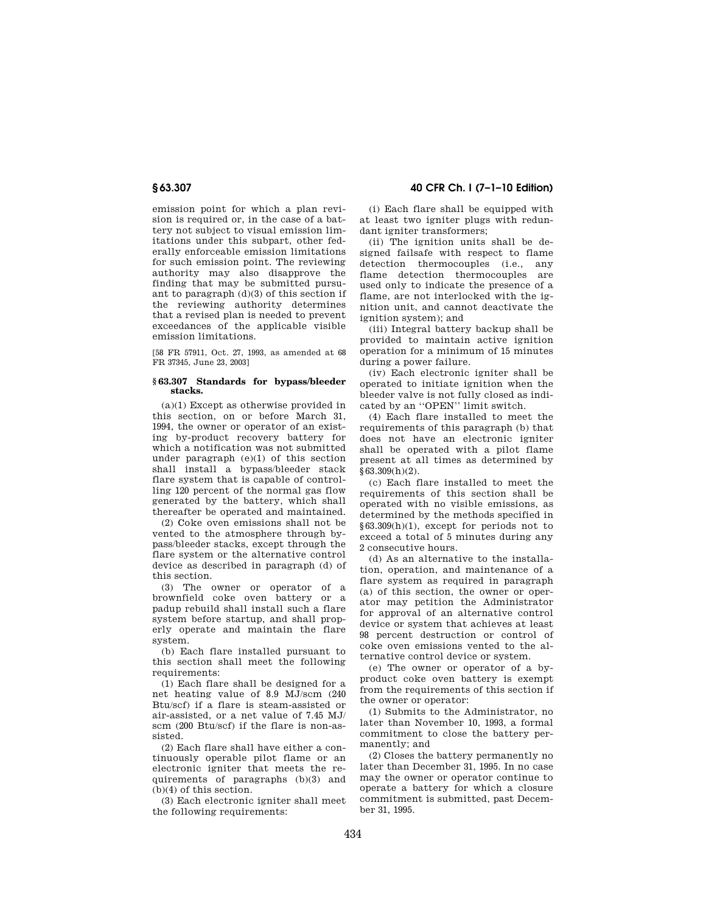emission point for which a plan revision is required or, in the case of a battery not subject to visual emission limitations under this subpart, other federally enforceable emission limitations for such emission point. The reviewing authority may also disapprove the finding that may be submitted pursuant to paragraph (d)(3) of this section if the reviewing authority determines that a revised plan is needed to prevent exceedances of the applicable visible emission limitations.

[58 FR 57911, Oct. 27, 1993, as amended at 68 FR 37345, June 23, 2003]

### § 63.307 Standards for bypass/bleeder stacks.

(a)(1) Except as otherwise provided in this section, on or before March 31, 1994, the owner or operator of an existing by-product recovery battery for which a notification was not submitted under paragraph (e)(1) of this section shall install a bypass/bleeder stack flare system that is capable of controlling 120 percent of the normal gas flow generated by the battery, which shall thereafter be operated and maintained.

(2) Coke oven emissions shall not be vented to the atmosphere through bypass/bleeder stacks, except through the flare system or the alternative control device as described in paragraph (d) of this section.

(3) The owner or operator of a brownfield coke oven battery or a padup rebuild shall install such a flare system before startup, and shall properly operate and maintain the flare system.

(b) Each flare installed pursuant to this section shall meet the following requirements:

(1) Each flare shall be designed for a net heating value of 8.9 MJ/scm (240 Btu/scf) if a flare is steam-assisted or air-assisted, or a net value of 7.45 MJ/scm (200 Btu/scf) if the flare is non-assisted.

(2) Each flare shall have either a continuously operable pilot flame or an electronic igniter that meets the requirements of paragraphs (b)(3) and (b)(4) of this section.

(3) Each electronic igniter shall meet the following requirements:

(i) Each flare shall be equipped with at least two igniter plugs with redundant igniter transformers;

(ii) The ignition units shall be designed failsafe with respect to flame detection thermocouples (i.e., any flame detection thermocouples are used only to indicate the presence of a flame, are not interlocked with the ignition unit, and cannot deactivate the ignition system); and

(iii) Integral battery backup shall be provided to maintain active ignition operation for a minimum of 15 minutes during a power failure.

(iv) Each electronic igniter shall be operated to initiate ignition when the bleeder valve is not fully closed as indicated by an "OPEN" limit switch.

(4) Each flare installed to meet the requirements of this paragraph (b) that does not have an electronic igniter shall be operated with a pilot flame present at all times as determined by § 63.309(h)(2).

(c) Each flare installed to meet the requirements of this section shall be operated with no visible emissions, as determined by the methods specified in § 63.309(h)(1), except for periods not to exceed a total of 5 minutes during any 2 consecutive hours.

(d) As an alternative to the installation, operation, and maintenance of a flare system as required in paragraph (a) of this section, the owner or operator may petition the Administrator for approval of an alternative control device or system that achieves at least 98 percent destruction or control of coke oven emissions vented to the alternative control device or system.

(e) The owner or operator of a by-product coke oven battery is exempt from the requirements of this section if the owner or operator:

(1) Submits to the Administrator, no later than November 10, 1993, a formal commitment to close the battery permanently; and

(2) Closes the battery permanently no later than December 31, 1995. In no case may the owner or operator continue to operate a battery for which a closure commitment is submitted, past December 31, 1995.